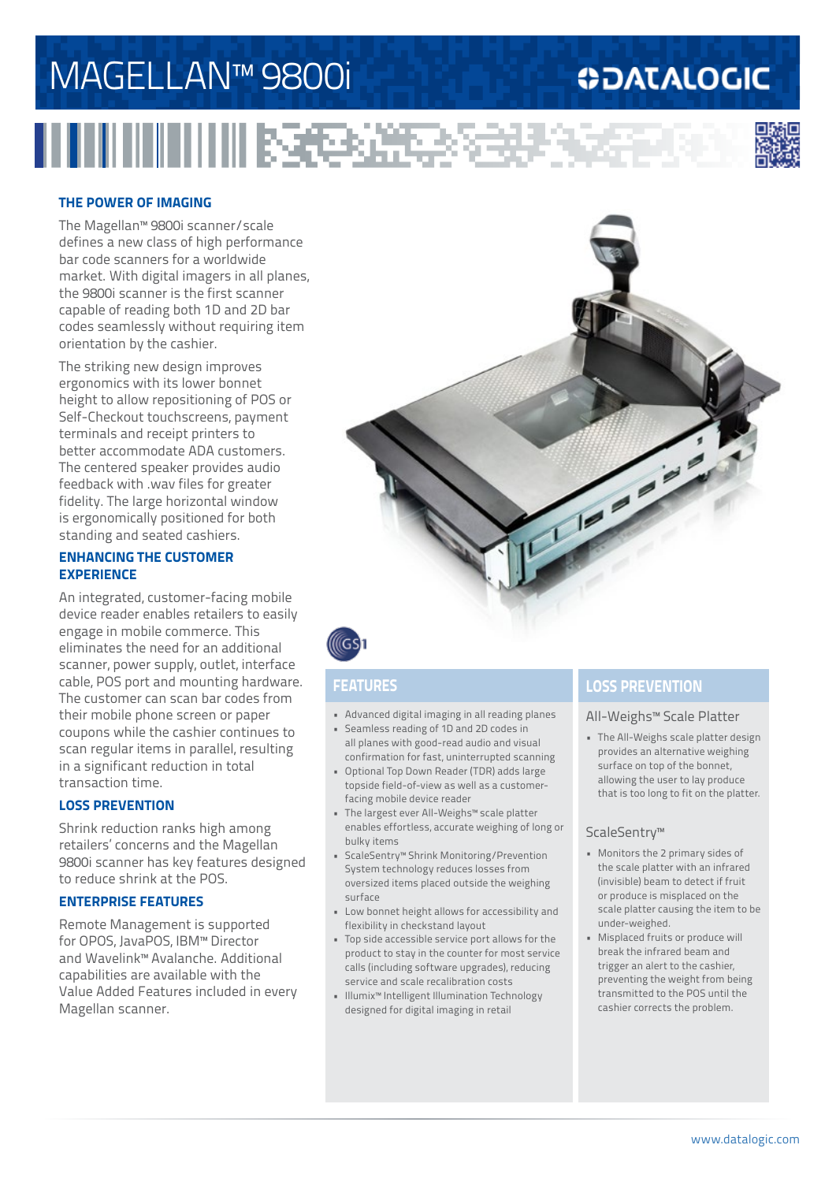# MAGELLAN™ 9800i

DATALOGIC

## THE POWER OF IMAGING

The Magellan™ 9800i scanner/scale defines a new class of high performance bar code scanners for a worldwide market. With digital imagers in all planes, the 9800i scanner is the first scanner capable of reading both 1D and 2D bar codes seamlessly without requiring item orientation by the cashier.

The striking new design improves ergonomics with its lower bonnet height to allow repositioning of POS or Self-Checkout touchscreens, payment terminals and receipt printers to better accommodate ADA customers. The centered speaker provides audio feedback with .wav files for greater fidelity. The large horizontal window is ergonomically positioned for both standing and seated cashiers.

## ENHANCING THE CUSTOMER EXPERIENCE

An integrated, customer-facing mobile device reader enables retailers to easily engage in mobile commerce. This eliminates the need for an additional scanner, power supply, outlet, interface cable, POS port and mounting hardware. The customer can scan bar codes from their mobile phone screen or paper coupons while the cashier continues to scan regular items in parallel, resulting in a significant reduction in total transaction time.

## LOSS PREVENTION

Shrink reduction ranks high among retailers' concerns and the Magellan 9800i scanner has key features designed to reduce shrink at the POS.

## ENTERPRISE FEATURES

Remote Management is supported for OPOS, JavaPOS, IBM™ Director and Wavelink™ Avalanche. Additional capabilities are available with the Value Added Features included in every Magellan scanner.

## FEATURES

- Advanced digital imaging in all reading planes
- Seamless reading of 1D and 2D codes in all planes with good-read audio and visual confirmation for fast, uninterrupted scanning
- Optional Top Down Reader (TDR) adds large topside field-of-view as well as a customer-facing mobile device reader
- The largest ever All-Weighs™ scale platter enables effortless, accurate weighing of long or bulky items
- ScaleSentry™ Shrink Monitoring/Prevention System technology reduces losses from oversized items placed outside the weighing surface
- Low bonnet height allows for accessibility and flexibility in checkstand layout
- Top side accessible service port allows for the product to stay in the counter for most service calls (including software upgrades), reducing service and scale recalibration costs
- Illumix™ Intelligent Illumination Technology designed for digital imaging in retail

## LOSS PREVENTION

### All-Weighs™ Scale Platter

- The All-Weighs scale platter design provides an alternative weighing surface on top of the bonnet, allowing the user to lay produce that is too long to fit on the platter.

### ScaleSentry™

- Monitors the 2 primary sides of the scale platter with an infrared (invisible) beam to detect if fruit or produce is misplaced on the scale platter causing the item to be under-weighed.
- Misplaced fruits or produce will break the infrared beam and trigger an alert to the cashier, preventing the weight from being transmitted to the POS until the cashier corrects the problem.

www.datalogic.com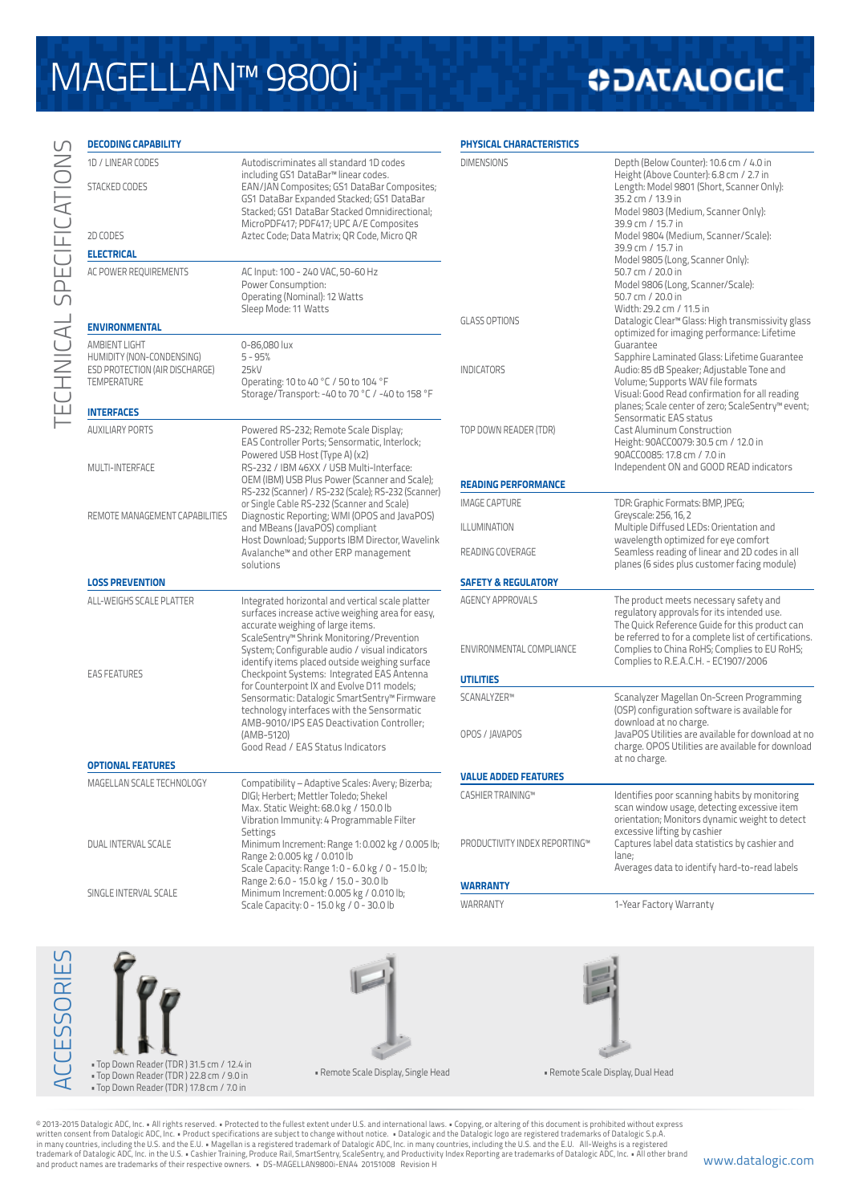# MAGELLAN™ 9800i

DATALOGIC

## TECHNICAL SPECIFICATIONS

### DECODING CAPABILITY

| | |
|---|---|
| 1D / LINEAR CODES | Autodiscriminates all standard 1D codes including GS1 DataBar™ linear codes. |
| STACKED CODES | EAN/JAN Composites; GS1 DataBar Composites; GS1 DataBar Expanded Stacked; GS1 DataBar Stacked; GS1 DataBar Stacked Omnidirectional; MicroPDF417; PDF417; UPC A/E Composites |
| 2D CODES | Aztec Code; Data Matrix; QR Code, Micro QR |

### ELECTRICAL

| | |
|---|---|
| AC POWER REQUIREMENTS | AC Input: 100 - 240 VAC, 50-60 Hz<br>Power Consumption:<br>Operating (Nominal): 12 Watts<br>Sleep Mode: 11 Watts |

### ENVIRONMENTAL

| | |
|---|---|
| AMBIENT LIGHT | 0-86,080 lux |
| HUMIDITY (NON-CONDENSING) | 5 - 95% |
| ESD PROTECTION (AIR DISCHARGE) | 25kV |
| TEMPERATURE | Operating: 10 to 40 °C / 50 to 104 °F<br>Storage/Transport: -40 to 70 °C / -40 to 158 °F |

### INTERFACES

| | |
|---|---|
| AUXILIARY PORTS | Powered RS-232; Remote Scale Display; EAS Controller Ports; Sensormatic, Interlock; Powered USB Host (Type A) (x2) |
| MULTI-INTERFACE | RS-232 / IBM 46XX / USB Multi-Interface: OEM (IBM) USB Plus Power (Scanner and Scale); RS-232 (Scanner) / RS-232 (Scale); RS-232 (Scanner) or Single Cable RS-232 (Scanner and Scale) |
| REMOTE MANAGEMENT CAPABILITIES | Diagnostic Reporting; WMI (OPOS and JavaPOS) and MBeans (JavaPOS) compliant<br>Host Download; Supports IBM Director, Wavelink Avalanche™ and other ERP management solutions |

### LOSS PREVENTION

| | |
|---|---|
| ALL-WEIGHS SCALE PLATTER | Integrated horizontal and vertical scale platter surfaces increase active weighing area for easy, accurate weighing of large items.<br>ScaleSentry™ Shrink Monitoring/Prevention System; Configurable audio / visual indicators identify items placed outside weighing surface |
| EAS FEATURES | Checkpoint Systems: Integrated EAS Antenna for Counterpoint IX and Evolve D11 models;<br>Sensormatic: Datalogic SmartSentry™ Firmware technology interfaces with the Sensormatic AMB-9010/IPS EAS Deactivation Controller; (AMB-5120)<br>Good Read / EAS Status Indicators |

### OPTIONAL FEATURES

| | |
|---|---|
| MAGELLAN SCALE TECHNOLOGY | Compatibility – Adaptive Scales: Avery; Bizerba; DIGI; Herbert; Mettler Toledo; Shekel<br>Max. Static Weight: 68.0 kg / 150.0 lb<br>Vibration Immunity: 4 Programmable Filter Settings |
| DUAL INTERVAL SCALE | Minimum Increment: Range 1: 0.002 kg / 0.005 lb; Range 2: 0.005 kg / 0.010 lb<br>Scale Capacity: Range 1: 0 - 6.0 kg / 0 - 15.0 lb; Range 2: 6.0 - 15.0 kg / 15.0 - 30.0 lb |
| SINGLE INTERVAL SCALE | Minimum Increment: 0.005 kg / 0.010 lb;<br>Scale Capacity: 0 - 15.0 kg / 0 - 30.0 lb |

### PHYSICAL CHARACTERISTICS

| | |
|---|---|
| DIMENSIONS | Depth (Below Counter): 10.6 cm / 4.0 in<br>Height (Above Counter): 6.8 cm / 2.7 in<br>Length: Model 9801 (Short, Scanner Only): 35.2 cm / 13.9 in<br>Model 9803 (Medium, Scanner Only): 39.9 cm / 15.7 in<br>Model 9804 (Medium, Scanner/Scale): 39.9 cm / 15.7 in<br>Model 9805 (Long, Scanner Only): 50.7 cm / 20.0 in<br>Model 9806 (Long, Scanner/Scale): 50.7 cm / 20.0 in<br>Width: 29.2 cm / 11.5 in |
| GLASS OPTIONS | Datalogic Clear™ Glass: High transmissivity glass optimized for imaging performance: Lifetime Guarantee<br>Sapphire Laminated Glass: Lifetime Guarantee |
| INDICATORS | Audio: 85 dB Speaker; Adjustable Tone and Volume; Supports WAV file formats<br>Visual: Good Read confirmation for all reading planes; Scale center of zero; ScaleSentry™ event; Sensormatic EAS status |
| TOP DOWN READER (TDR) | Cast Aluminum Construction<br>Height: 90ACC0079: 30.5 cm / 12.0 in<br>90ACC0085: 17.8 cm / 7.0 in<br>Independent ON and GOOD READ indicators |

### READING PERFORMANCE

| | |
|---|---|
| IMAGE CAPTURE | TDR: Graphic Formats: BMP, JPEG; Greyscale: 256, 16, 2 |
| ILLUMINATION | Multiple Diffused LEDs: Orientation and wavelength optimized for eye comfort |
| READING COVERAGE | Seamless reading of linear and 2D codes in all planes (6 sides plus customer facing module) |

### SAFETY & REGULATORY

| | |
|---|---|
| AGENCY APPROVALS | The product meets necessary safety and regulatory approvals for its intended use.<br>The Quick Reference Guide for this product can be referred to for a complete list of certifications. |
| ENVIRONMENTAL COMPLIANCE | Complies to China RoHS; Complies to EU RoHS; Complies to R.E.A.C.H. - EC1907/2006 |

### UTILITIES

| | |
|---|---|
| SCANALYZER™ | Scanalyzer Magellan On-Screen Programming (OSP) configuration software is available for download at no charge. |
| OPOS / JAVAPOS | JavaPOS Utilities are available for download at no charge. OPOS Utilities are available for download at no charge. |

### VALUE ADDED FEATURES

| | |
|---|---|
| CASHIER TRAINING™ | Identifies poor scanning habits by monitoring scan window usage, detecting excessive item orientation; Monitors dynamic weight to detect excessive lifting by cashier |
| PRODUCTIVITY INDEX REPORTING™ | Captures label data statistics by cashier and lane;<br>Averages data to identify hard-to-read labels |

### WARRANTY

| | |
|---|---|
| WARRANTY | 1-Year Factory Warranty |

## ACCESSORIES

- Top Down Reader (TDR) 31.5 cm / 12.4 in
- Top Down Reader (TDR) 22.8 cm / 9.0 in
- Top Down Reader (TDR) 17.8 cm / 7.0 in
- Remote Scale Display, Single Head
- Remote Scale Display, Dual Head

© 2013-2015 Datalogic ADC, Inc. • All rights reserved. • Protected to the fullest extent under U.S. and international laws. • Copying, or altering of this document is prohibited without express written consent from Datalogic ADC, Inc. • Product specifications are subject to change without notice. • Datalogic and the Datalogic logo are registered trademarks of Datalogic S.p.A. in many countries, including the U.S. and the E.U. • Magellan is a registered trademark of Datalogic ADC, Inc. in many countries, including the U.S. and the E.U. All-Weighs is a registered trademark of Datalogic ADC, Inc. in the U.S. • Cashier Training, Produce Rail, SmartSentry, ScaleSentry, and Productivity Index Reporting are trademarks of Datalogic ADC, Inc. • All other brand and product names are trademarks of their respective owners. • DS-MAGELLAN9800i-ENA4 20151008 Revision H

www.datalogic.com